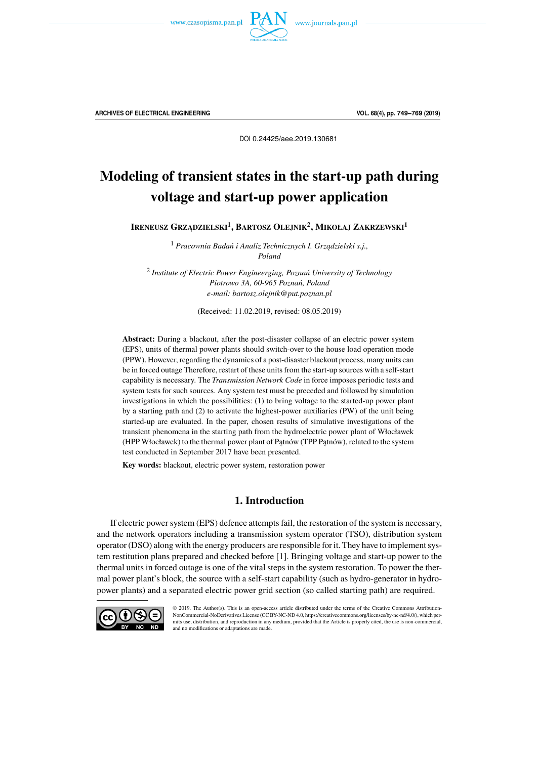DOI 0.24425/aee.2019.130681

# Modeling of transient states in the start-up path during voltage and start-up power application

**Ireneusz Grządzielski**[1], **Bartosz Olejnik**[2], **Mikołaj Zakrzewski**[1]

[1] *Pracownia Badań i Analiz Technicznych I. Grządzielski s.j., Poland*

[2] *Institute of Electric Power Engineerging, Poznań University of Technology Piotrowo 3A, 60-965 Poznań, Poland e-mail: bartosz.olejnik@put.poznan.pl*

(Received: 11.02.2019, revised: 08.05.2019)

**Abstract:** During a blackout, after the post-disaster collapse of an electric power system (EPS), units of thermal power plants should switch-over to the house load operation mode (PPW). However, regarding the dynamics of a post-disaster blackout process, many units can be in forced outage Therefore, restart of these units from the start-up sources with a self-start capability is necessary. The *Transmission Network Code* in force imposes periodic tests and system tests for such sources. Any system test must be preceded and followed by simulation investigations in which the possibilities: (1) to bring voltage to the started-up power plant by a starting path and (2) to activate the highest-power auxiliaries (PW) of the unit being started-up are evaluated. In the paper, chosen results of simulative investigations of the transient phenomena in the starting path from the hydroelectric power plant of Włocławek (HPP Włocławek) to the thermal power plant of Pątnów (TPP Pątnów), related to the system test conducted in September 2017 have been presented.

**Key words:** blackout, electric power system, restoration power

## 1. Introduction

If electric power system (EPS) defence attempts fail, the restoration of the system is necessary, and the network operators including a transmission system operator (TSO), distribution system operator (DSO) along with the energy producers are responsible for it. They have to implement system restitution plans prepared and checked before [1]. Bringing voltage and start-up power to the thermal units in forced outage is one of the vital steps in the system restoration. To power the thermal power plant's block, the source with a self-start capability (such as hydro-generator in hydropower plants) and a separated electric power grid section (so called starting path) are required.

© 2019. The Author(s). This is an open-access article distributed under the terms of the Creative Commons Attribution-NonCommercial-NoDerivatives License (CC BY-NC-ND 4.0, https://creativecommons.org/licenses/by-nc-nd/4.0/), which permits use, distribution, and reproduction in any medium, provided that the Article is properly cited, the use is non-commercial, and no modifications or adaptations are made.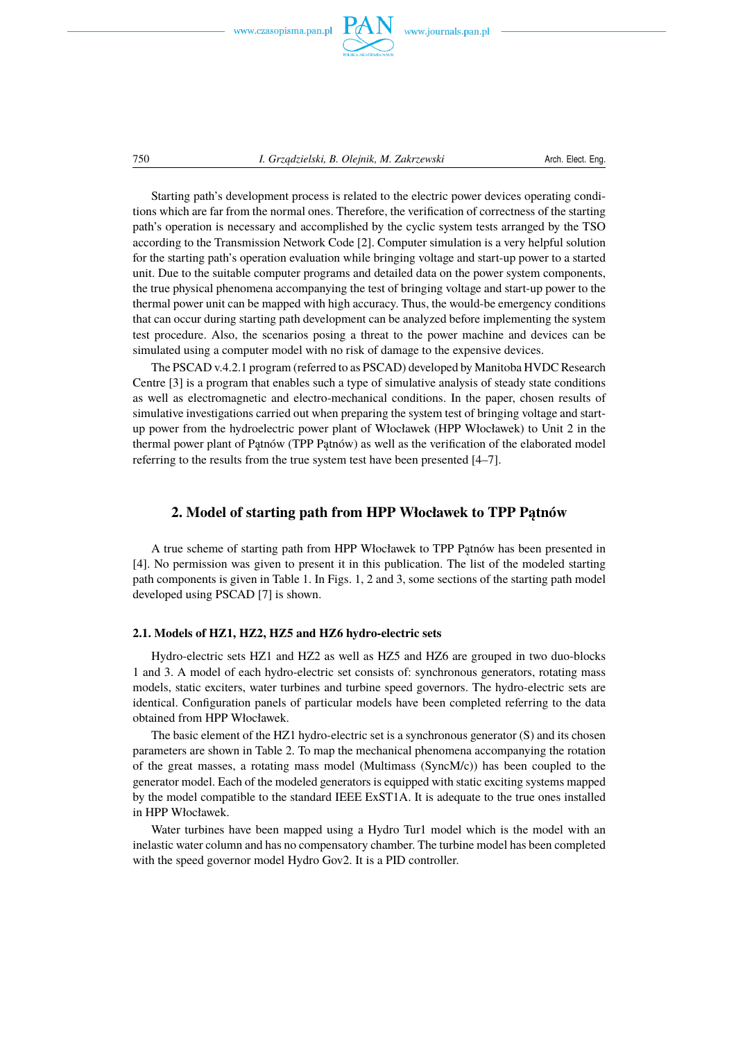Starting path's development process is related to the electric power devices operating conditions which are far from the normal ones. Therefore, the verification of correctness of the starting path's operation is necessary and accomplished by the cyclic system tests arranged by the TSO according to the Transmission Network Code [2]. Computer simulation is a very helpful solution for the starting path's operation evaluation while bringing voltage and start-up power to a started unit. Due to the suitable computer programs and detailed data on the power system components, the true physical phenomena accompanying the test of bringing voltage and start-up power to the thermal power unit can be mapped with high accuracy. Thus, the would-be emergency conditions that can occur during starting path development can be analyzed before implementing the system test procedure. Also, the scenarios posing a threat to the power machine and devices can be simulated using a computer model with no risk of damage to the expensive devices.

The PSCAD v.4.2.1 program (referred to as PSCAD) developed by Manitoba HVDC Research Centre [3] is a program that enables such a type of simulative analysis of steady state conditions as well as electromagnetic and electro-mechanical conditions. In the paper, chosen results of simulative investigations carried out when preparing the system test of bringing voltage and start-up power from the hydroelectric power plant of Włocławek (HPP Włocławek) to Unit 2 in the thermal power plant of Pątnów (TPP Pątnów) as well as the verification of the elaborated model referring to the results from the true system test have been presented [4–7].

## 2. Model of starting path from HPP Włocławek to TPP Pątnów

A true scheme of starting path from HPP Włocławek to TPP Pątnów has been presented in [4]. No permission was given to present it in this publication. The list of the modeled starting path components is given in Table 1. In Figs. 1, 2 and 3, some sections of the starting path model developed using PSCAD [7] is shown.

### 2.1. Models of HZ1, HZ2, HZ5 and HZ6 hydro-electric sets

Hydro-electric sets HZ1 and HZ2 as well as HZ5 and HZ6 are grouped in two duo-blocks 1 and 3. A model of each hydro-electric set consists of: synchronous generators, rotating mass models, static exciters, water turbines and turbine speed governors. The hydro-electric sets are identical. Configuration panels of particular models have been completed referring to the data obtained from HPP Włocławek.

The basic element of the HZ1 hydro-electric set is a synchronous generator (S) and its chosen parameters are shown in Table 2. To map the mechanical phenomena accompanying the rotation of the great masses, a rotating mass model (Multimass (SyncM/c)) has been coupled to the generator model. Each of the modeled generators is equipped with static exciting systems mapped by the model compatible to the standard IEEE ExST1A. It is adequate to the true ones installed in HPP Włocławek.

Water turbines have been mapped using a Hydro Tur1 model which is the model with an inelastic water column and has no compensatory chamber. The turbine model has been completed with the speed governor model Hydro Gov2. It is a PID controller.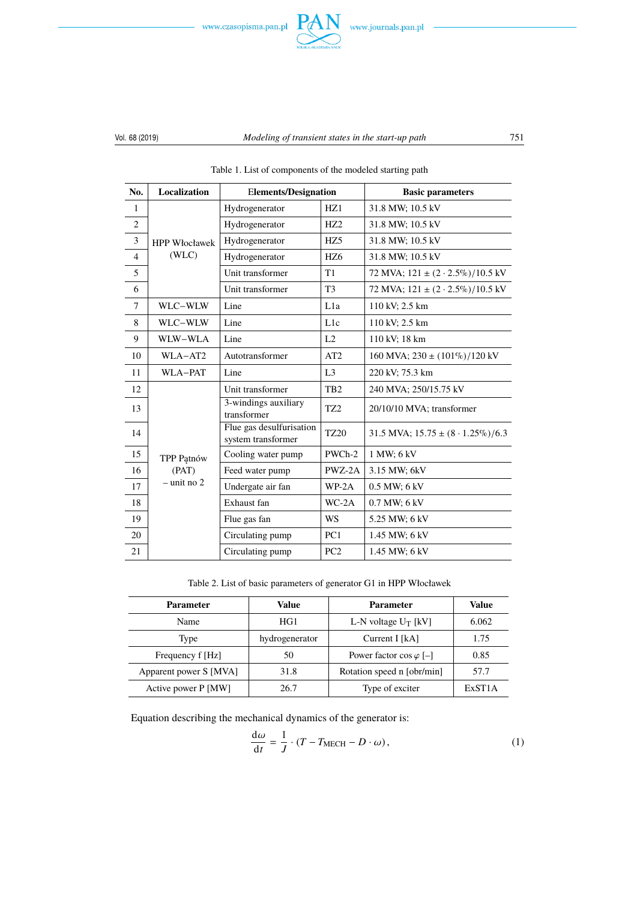Table 1. List of components of the modeled starting path

| No. | Localization | Elements/Designation | | Basic parameters |
|---|---|---|---|---|
| 1 | HPP Włocławek (WLC) | Hydrogenerator | HZ1 | 31.8 MW; 10.5 kV |
| 2 | | Hydrogenerator | HZ2 | 31.8 MW; 10.5 kV |
| 3 | | Hydrogenerator | HZ5 | 31.8 MW; 10.5 kV |
| 4 | | Hydrogenerator | HZ6 | 31.8 MW; 10.5 kV |
| 5 | | Unit transformer | T1 | 72 MVA; 121 ± (2 · 2.5%)/10.5 kV |
| 6 | | Unit transformer | T3 | 72 MVA; 121 ± (2 · 2.5%)/10.5 kV |
| 7 | WLC–WLW | Line | L1a | 110 kV; 2.5 km |
| 8 | WLC–WLW | Line | L1c | 110 kV; 2.5 km |
| 9 | WLW–WLA | Line | L2 | 110 kV; 18 km |
| 10 | WLA–AT2 | Autotransformer | AT2 | 160 MVA; 230 ± (101%)/120 kV |
| 11 | WLA–PAT | Line | L3 | 220 kV; 75.3 km |
| 12 | TPP Pątnów (PAT) – unit no 2 | Unit transformer | TB2 | 240 MVA; 250/15.75 kV |
| 13 | | 3-windings auxiliary transformer | TZ2 | 20/10/10 MVA; transformer |
| 14 | | Flue gas desulfurisation system transformer | TZ20 | 31.5 MVA; 15.75 ± (8 · 1.25%)/6.3 |
| 15 | | Cooling water pump | PWCh-2 | 1 MW; 6 kV |
| 16 | | Feed water pump | PWZ-2A | 3.15 MW; 6kV |
| 17 | | Undergate air fan | WP-2A | 0.5 MW; 6 kV |
| 18 | | Exhaust fan | WC-2A | 0.7 MW; 6 kV |
| 19 | | Flue gas fan | WS | 5.25 MW; 6 kV |
| 20 | | Circulating pump | PC1 | 1.45 MW; 6 kV |
| 21 | | Circulating pump | PC2 | 1.45 MW; 6 kV |

Table 2. List of basic parameters of generator G1 in HPP Włocławek

| Parameter | Value | Parameter | Value |
|---|---|---|---|
| Name | HG1 | L-N voltage $U_T$ [kV] | 6.062 |
| Type | hydrogenerator | Current I [kA] | 1.75 |
| Frequency f [Hz] | 50 | Power factor $\cos\varphi$ [–] | 0.85 |
| Apparent power S [MVA] | 31.8 | Rotation speed n [obr/min] | 57.7 |
| Active power P [MW] | 26.7 | Type of exciter | ExST1A |

Equation describing the mechanical dynamics of the generator is:

$$\frac{\mathrm{d}\omega}{\mathrm{d}t} = \frac{1}{J} \cdot (T - T_{\mathrm{MECH}} - D \cdot \omega), \tag{1}$$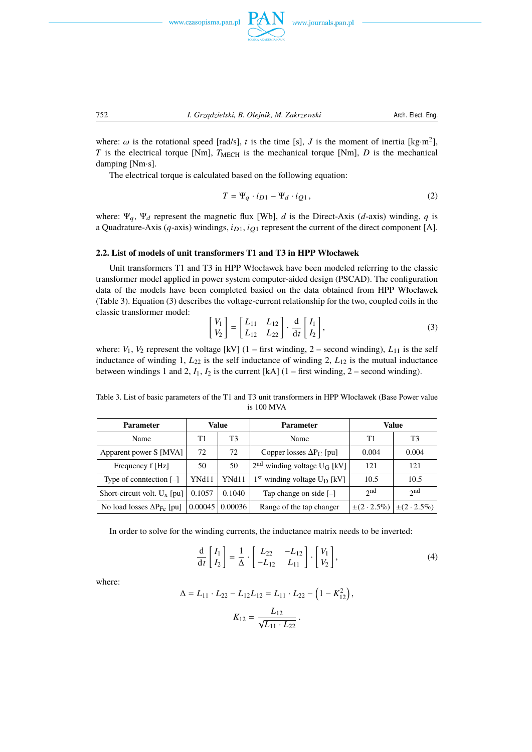where: $\omega$ is the rotational speed [rad/s], $t$ is the time [s], $J$ is the moment of inertia [kg·m$^2$], $T$ is the electrical torque [Nm], $T_{\mathrm{MECH}}$ is the mechanical torque [Nm], $D$ is the mechanical damping [Nm·s].

The electrical torque is calculated based on the following equation:

$$T = \Psi_q \cdot i_{D1} - \Psi_d \cdot i_{Q1}, \tag{2}$$

where: $\Psi_q$, $\Psi_d$ represent the magnetic flux [Wb], $d$ is the Direct-Axis ($d$-axis) winding, $q$ is a Quadrature-Axis ($q$-axis) windings, $i_{D1}$, $i_{Q1}$ represent the current of the direct component [A].

### 2.2. List of models of unit transformers T1 and T3 in HPP Włocławek

Unit transformers T1 and T3 in HPP Włocławek have been modeled referring to the classic transformer model applied in power system computer-aided design (PSCAD). The configuration data of the models have been completed basied on the data obtained from HPP Włocławek (Table 3). Equation (3) describes the voltage-current relationship for the two, coupled coils in the classic transformer model:

$$\begin{bmatrix} V_1 \\ V_2 \end{bmatrix} = \begin{bmatrix} L_{11} & L_{12} \\ L_{12} & L_{22} \end{bmatrix} \cdot \frac{\mathrm{d}}{\mathrm{d}t} \begin{bmatrix} I_1 \\ I_2 \end{bmatrix}, \tag{3}$$

where: $V_1$, $V_2$ represent the voltage [kV] (1 – first winding, 2 – second winding), $L_{11}$ is the self inductance of winding 1, $L_{22}$ is the self inductance of winding 2, $L_{12}$ is the mutual inductance between windings 1 and 2, $I_1$, $I_2$ is the current [kA] (1 – first winding, 2 – second winding).

Table 3. List of basic parameters of the T1 and T3 unit transformers in HPP Włocławek (Base Power value is 100 MVA

| Parameter | Value | | Parameter | Value | |
|---|---|---|---|---|---|
| Name | T1 | T3 | Name | T1 | T3 |
| Apparent power S [MVA] | 72 | 72 | Copper losses $\Delta P_C$ [pu] | 0.004 | 0.004 |
| Frequency f [Hz] | 50 | 50 | 2[nd] winding voltage $U_G$ [kV] | 121 | 121 |
| Type of conntection [–] | YNd11 | YNd11 | 1[st] winding voltage $U_D$ [kV] | 10.5 | 10.5 |
| Short-circuit volt. $U_x$ [pu] | 0.1057 | 0.1040 | Tap change on side [–] | 2[nd] | 2[nd] |
| No load losses $\Delta P_{Fe}$ [pu] | 0.00045 | 0.00036 | Range of the tap changer | $\pm(2 \cdot 2.5\%)$ | $\pm(2 \cdot 2.5\%)$ |

In order to solve for the winding currents, the inductance matrix needs to be inverted:

$$\frac{\mathrm{d}}{\mathrm{d}t} \begin{bmatrix} I_1 \\ I_2 \end{bmatrix} = \frac{1}{\Delta} \cdot \begin{bmatrix} L_{22} & -L_{12} \\ -L_{12} & L_{11} \end{bmatrix} \cdot \begin{bmatrix} V_1 \\ V_2 \end{bmatrix}, \tag{4}$$

where:

$$\Delta = L_{11} \cdot L_{22} - L_{12}L_{12} = L_{11} \cdot L_{22} - \left(1 - K_{12}^2\right),$$

$$K_{12} = \frac{L_{12}}{\sqrt{L_{11} \cdot L_{22}}}.$$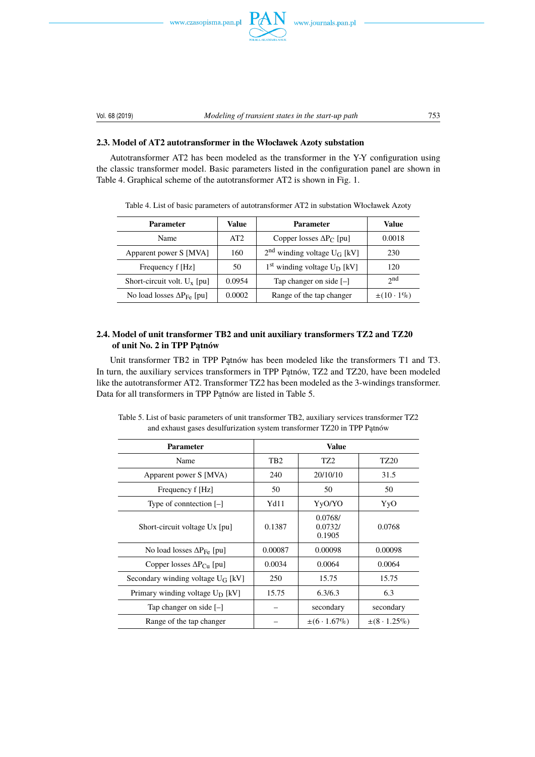### 2.3. Model of AT2 autotransformer in the Włocławek Azoty substation

Autotransformer AT2 has been modeled as the transformer in the Y-Y configuration using the classic transformer model. Basic parameters listed in the configuration panel are shown in Table 4. Graphical scheme of the autotransformer AT2 is shown in Fig. 1.

Table 4. List of basic parameters of autotransformer AT2 in substation Włocławek Azoty

| Parameter | Value | Parameter | Value |
|---|---|---|---|
| Name | AT2 | Copper losses $\Delta P_C$ [pu] | 0.0018 |
| Apparent power S [MVA] | 160 | 2nd winding voltage $U_G$ [kV] | 230 |
| Frequency f [Hz] | 50 | 1st winding voltage $U_D$ [kV] | 120 |
| Short-circuit volt. $U_x$ [pu] | 0.0954 | Tap changer on side [–] | 2nd |
| No load losses $\Delta P_{Fe}$ [pu] | 0.0002 | Range of the tap changer | $\pm(10 \cdot 1\%)$ |

### 2.4. Model of unit transformer TB2 and unit auxiliary transformers TZ2 and TZ20 of unit No. 2 in TPP Pątnów

Unit transformer TB2 in TPP Pątnów has been modeled like the transformers T1 and T3. In turn, the auxiliary services transformers in TPP Pątnów, TZ2 and TZ20, have been modeled like the autotransformer AT2. Transformer TZ2 has been modeled as the 3-windings transformer. Data for all transformers in TPP Pątnów are listed in Table 5.

Table 5. List of basic parameters of unit transformer TB2, auxiliary services transformer TZ2 and exhaust gases desulfurization system transformer TZ20 in TPP Pątnów

| Parameter | Value | | |
|---|---|---|---|
| Name | TB2 | TZ2 | TZ20 |
| Apparent power S [MVA] | 240 | 20/10/10 | 31.5 |
| Frequency f [Hz] | 50 | 50 | 50 |
| Type of connection [–] | Yd11 | YyO/YO | YyO |
| Short-circuit voltage Ux [pu] | 0.1387 | 0.0768/ 0.0732/ 0.1905 | 0.0768 |
| No load losses $\Delta P_{Fe}$ [pu] | 0.00087 | 0.00098 | 0.00098 |
| Copper losses $\Delta P_{Cu}$ [pu] | 0.0034 | 0.0064 | 0.0064 |
| Secondary winding voltage $U_G$ [kV] | 250 | 15.75 | 15.75 |
| Primary winding voltage $U_D$ [kV] | 15.75 | 6.3/6.3 | 6.3 |
| Tap changer on side [–] | – | secondary | secondary |
| Range of the tap changer | – | $\pm(6 \cdot 1.67\%)$ | $\pm(8 \cdot 1.25\%)$ |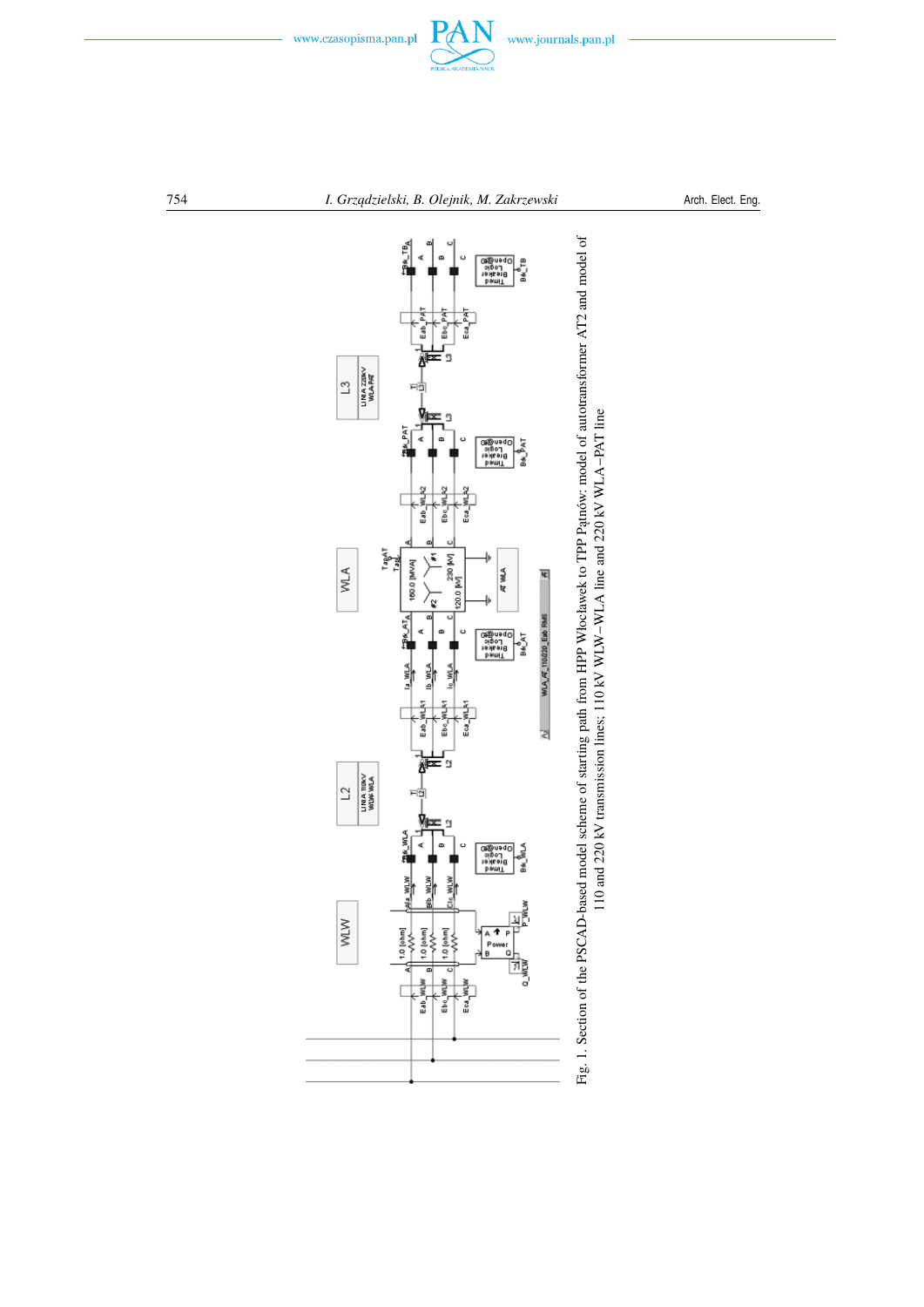Fig. 1. Section of the PSCAD-based model scheme of starting path from HPP Włocławek to TPP Pątnów: model of autotransformer AT2 and model of 110 and 220 kV transmission lines; 110 kV WLW–WLA line and 220 kV WLA–PAT line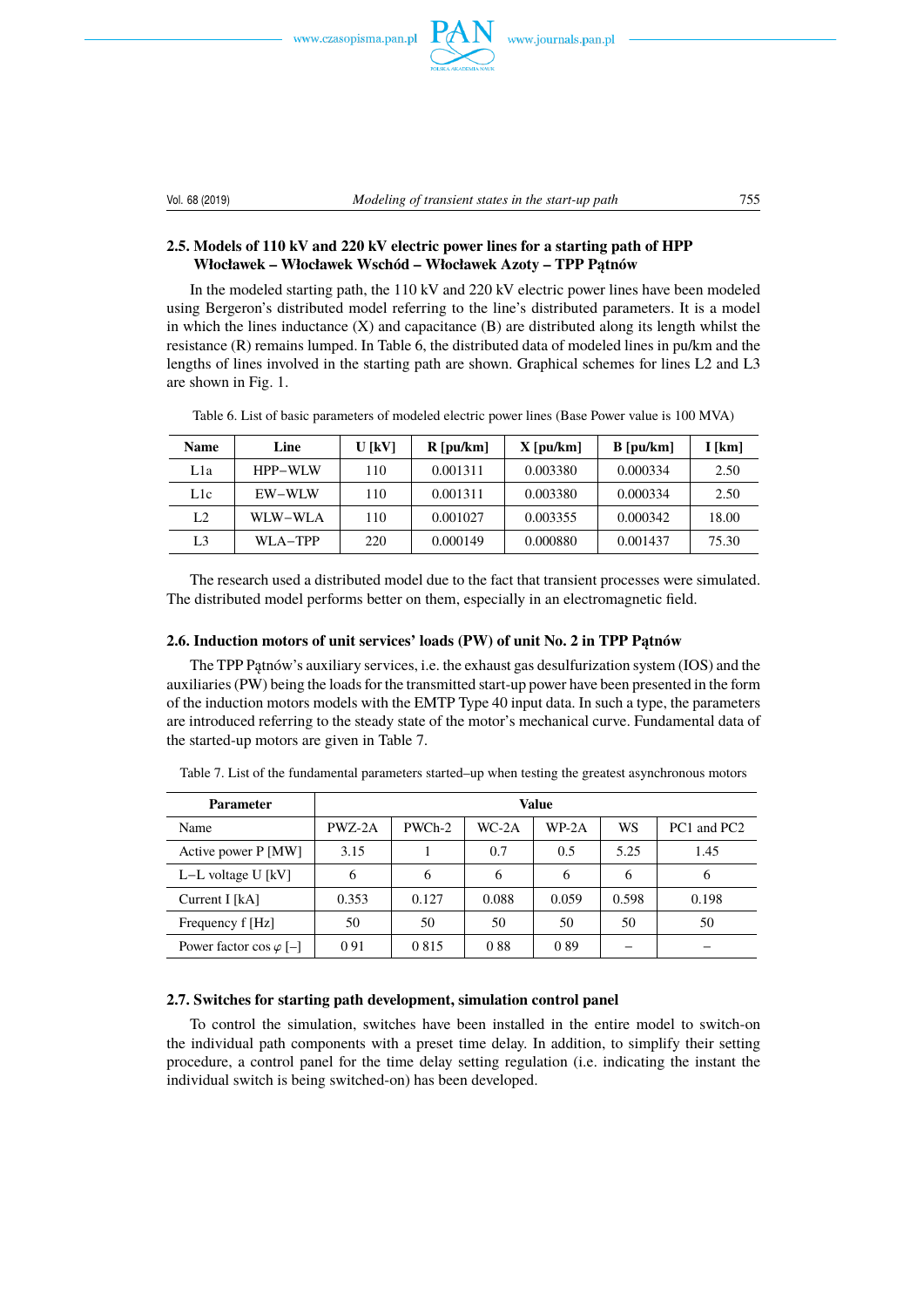### 2.5. Models of 110 kV and 220 kV electric power lines for a starting path of HPP Włocławek – Włocławek Wschód – Włocławek Azoty – TPP Pątnów

In the modeled starting path, the 110 kV and 220 kV electric power lines have been modeled using Bergeron's distributed model referring to the line's distributed parameters. It is a model in which the lines inductance (X) and capacitance (B) are distributed along its length whilst the resistance (R) remains lumped. In Table 6, the distributed data of modeled lines in pu/km and the lengths of lines involved in the starting path are shown. Graphical schemes for lines L2 and L3 are shown in Fig. 1.

Table 6. List of basic parameters of modeled electric power lines (Base Power value is 100 MVA)

| Name | Line | U [kV] | R [pu/km] | X [pu/km] | B [pu/km] | I [km] |
|---|---|---|---|---|---|---|
| L1a | HPP–WLW | 110 | 0.001311 | 0.003380 | 0.000334 | 2.50 |
| L1c | EW–WLW | 110 | 0.001311 | 0.003380 | 0.000334 | 2.50 |
| L2 | WLW–WLA | 110 | 0.001027 | 0.003355 | 0.000342 | 18.00 |
| L3 | WLA–TPP | 220 | 0.000149 | 0.000880 | 0.001437 | 75.30 |

The research used a distributed model due to the fact that transient processes were simulated. The distributed model performs better on them, especially in an electromagnetic field.

### 2.6. Induction motors of unit services' loads (PW) of unit No. 2 in TPP Pątnów

The TPP Pątnów's auxiliary services, i.e. the exhaust gas desulfurization system (IOS) and the auxiliaries (PW) being the loads for the transmitted start-up power have been presented in the form of the induction motors models with the EMTP Type 40 input data. In such a type, the parameters are introduced referring to the steady state of the motor's mechanical curve. Fundamental data of the started-up motors are given in Table 7.

Table 7. List of the fundamental parameters started–up when testing the greatest asynchronous motors

| Parameter | Value | | | | | |
|---|---|---|---|---|---|---|
| Name | PWZ-2A | PWCh-2 | WC-2A | WP-2A | WS | PC1 and PC2 |
| Active power P [MW] | 3.15 | 1 | 0.7 | 0.5 | 5.25 | 1.45 |
| L–L voltage U [kV] | 6 | 6 | 6 | 6 | 6 | 6 |
| Current I [kA] | 0.353 | 0.127 | 0.088 | 0.059 | 0.598 | 0.198 |
| Frequency f [Hz] | 50 | 50 | 50 | 50 | 50 | 50 |
| Power factor cos $\varphi$ [–] | 0 91 | 0 815 | 0 88 | 0 89 | – | – |

### 2.7. Switches for starting path development, simulation control panel

To control the simulation, switches have been installed in the entire model to switch-on the individual path components with a preset time delay. In addition, to simplify their setting procedure, a control panel for the time delay setting regulation (i.e. indicating the instant the individual switch is being switched-on) has been developed.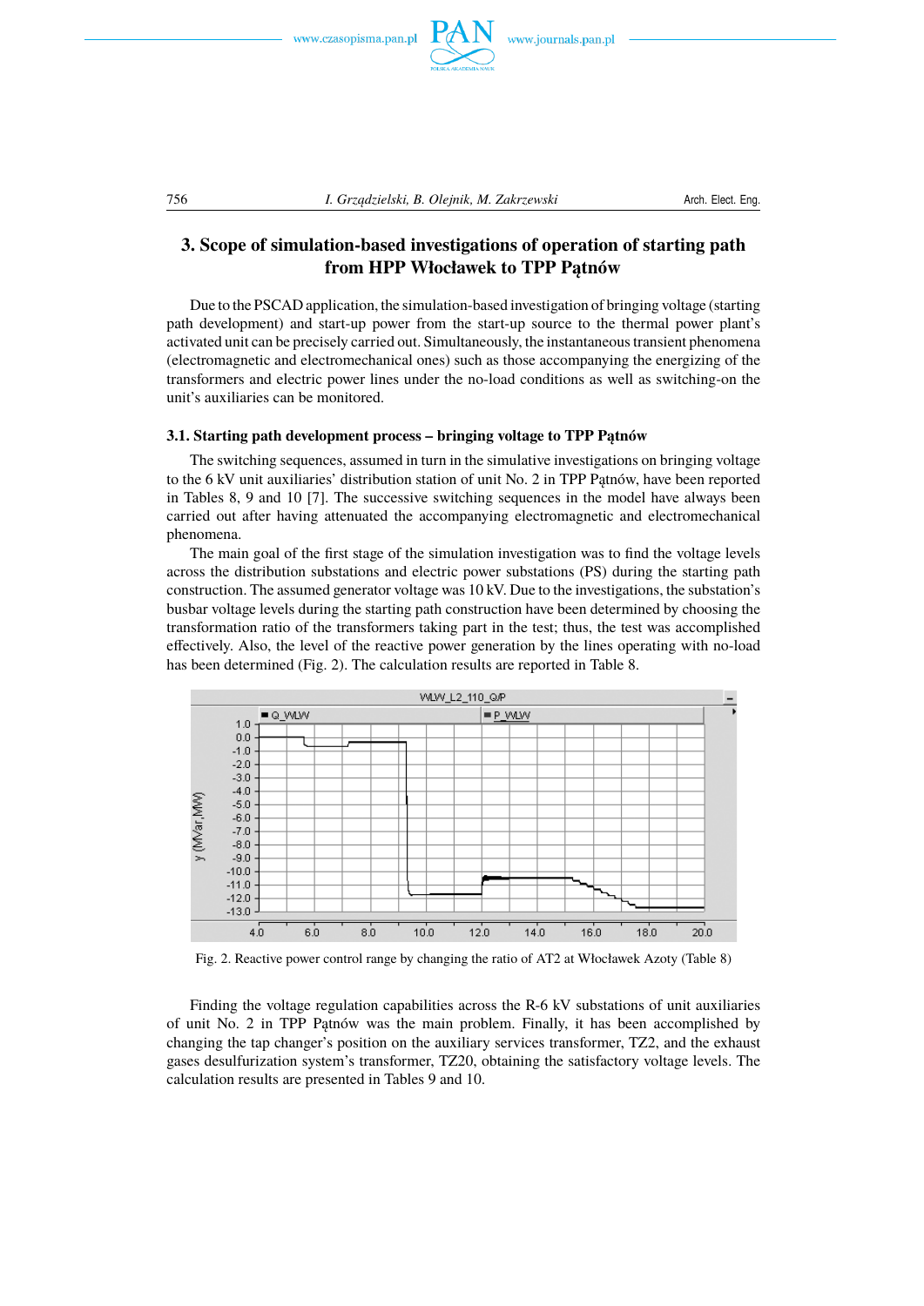## 3. Scope of simulation-based investigations of operation of starting path from HPP Włocławek to TPP Pątnów

Due to the PSCAD application, the simulation-based investigation of bringing voltage (starting path development) and start-up power from the start-up source to the thermal power plant's activated unit can be precisely carried out. Simultaneously, the instantaneous transient phenomena (electromagnetic and electromechanical ones) such as those accompanying the energizing of the transformers and electric power lines under the no-load conditions as well as switching-on the unit's auxiliaries can be monitored.

### 3.1. Starting path development process – bringing voltage to TPP Pątnów

The switching sequences, assumed in turn in the simulative investigations on bringing voltage to the 6 kV unit auxiliaries' distribution station of unit No. 2 in TPP Pątnów, have been reported in Tables 8, 9 and 10 [7]. The successive switching sequences in the model have always been carried out after having attenuated the accompanying electromagnetic and electromechanical phenomena.

The main goal of the first stage of the simulation investigation was to find the voltage levels across the distribution substations and electric power substations (PS) during the starting path construction. The assumed generator voltage was 10 kV. Due to the investigations, the substation's busbar voltage levels during the starting path construction have been determined by choosing the transformation ratio of the transformers taking part in the test; thus, the test was accomplished effectively. Also, the level of the reactive power generation by the lines operating with no-load has been determined (Fig. 2). The calculation results are reported in Table 8.

Fig. 2. Reactive power control range by changing the ratio of AT2 at Włocławek Azoty (Table 8)

Finding the voltage regulation capabilities across the R-6 kV substations of unit auxiliaries of unit No. 2 in TPP Pątnów was the main problem. Finally, it has been accomplished by changing the tap changer's position on the auxiliary services transformer, TZ2, and the exhaust gases desulfurization system's transformer, TZ20, obtaining the satisfactory voltage levels. The calculation results are presented in Tables 9 and 10.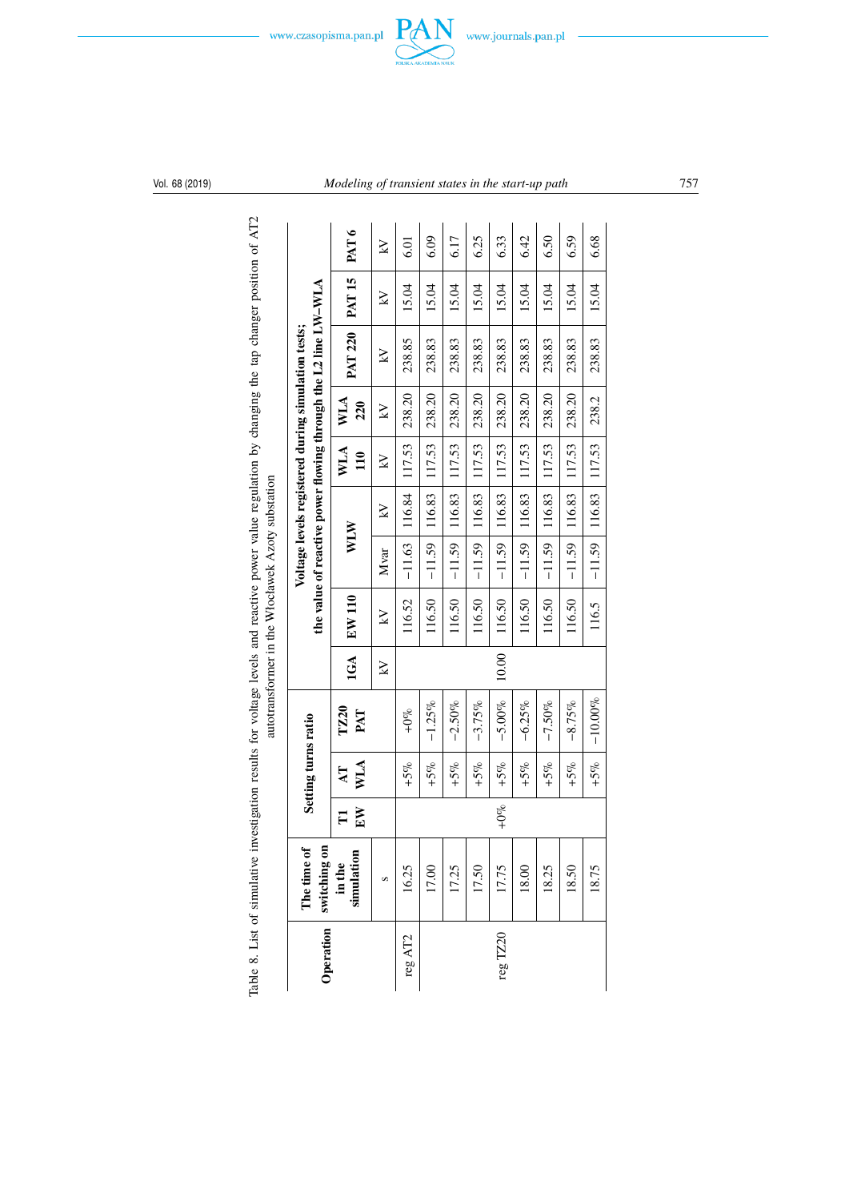Table 8. List of simulative investigation results for voltage levels and reactive power value regulation by changing the tap changer position of AT2 autotransformer in the Włocławek Azoty substation

| Operation | The time of switching on in the simulation | Setting turns ratio | | | Voltage levels registered during simulation tests; the value of reactive power flowing through the L2 line LW–WLA | | | | | | | | |
|---|---|---|---|---|---|---|---|---|---|---|---|---|---|
| | | T1 EW | AT WLA | TZ20 PAT | 1GA | EW 110 | WLW | | WLA 110 | WLA 220 | PAT 220 | PAT 15 | PAT 6 |
| | s | | | | kV | kV | Mvar | kV | kV | kV | kV | kV | kV |
| reg AT2 | 16.25 | | +5% | +0% | | 116.52 | −11.63 | 116.84 | 117.53 | 238.20 | 238.85 | 15.04 | 6.01 |
| reg TZ20 | 17.00 | | +5% | −1.25% | | 116.50 | −11.59 | 116.83 | 117.53 | 238.20 | 238.83 | 15.04 | 6.09 |
| | 17.25 | | +5% | −2.50% | | 116.50 | −11.59 | 116.83 | 117.53 | 238.20 | 238.83 | 15.04 | 6.17 |
| | 17.50 | | +5% | −3.75% | | 116.50 | −11.59 | 116.83 | 117.53 | 238.20 | 238.83 | 15.04 | 6.25 |
| | 17.75 | +0% | +5% | −5.00% | 10.00 | 116.50 | −11.59 | 116.83 | 117.53 | 238.20 | 238.83 | 15.04 | 6.33 |
| | 18.00 | | +5% | −6.25% | | 116.50 | −11.59 | 116.83 | 117.53 | 238.20 | 238.83 | 15.04 | 6.42 |
| | 18.25 | | +5% | −7.50% | | 116.50 | −11.59 | 116.83 | 117.53 | 238.20 | 238.83 | 15.04 | 6.50 |
| | 18.50 | | +5% | −8.75% | | 116.50 | −11.59 | 116.83 | 117.53 | 238.20 | 238.83 | 15.04 | 6.59 |
| | 18.75 | | +5% | −10.00% | | 116.5 | −11.59 | 116.83 | 117.53 | 238.2 | 238.83 | 15.04 | 6.68 |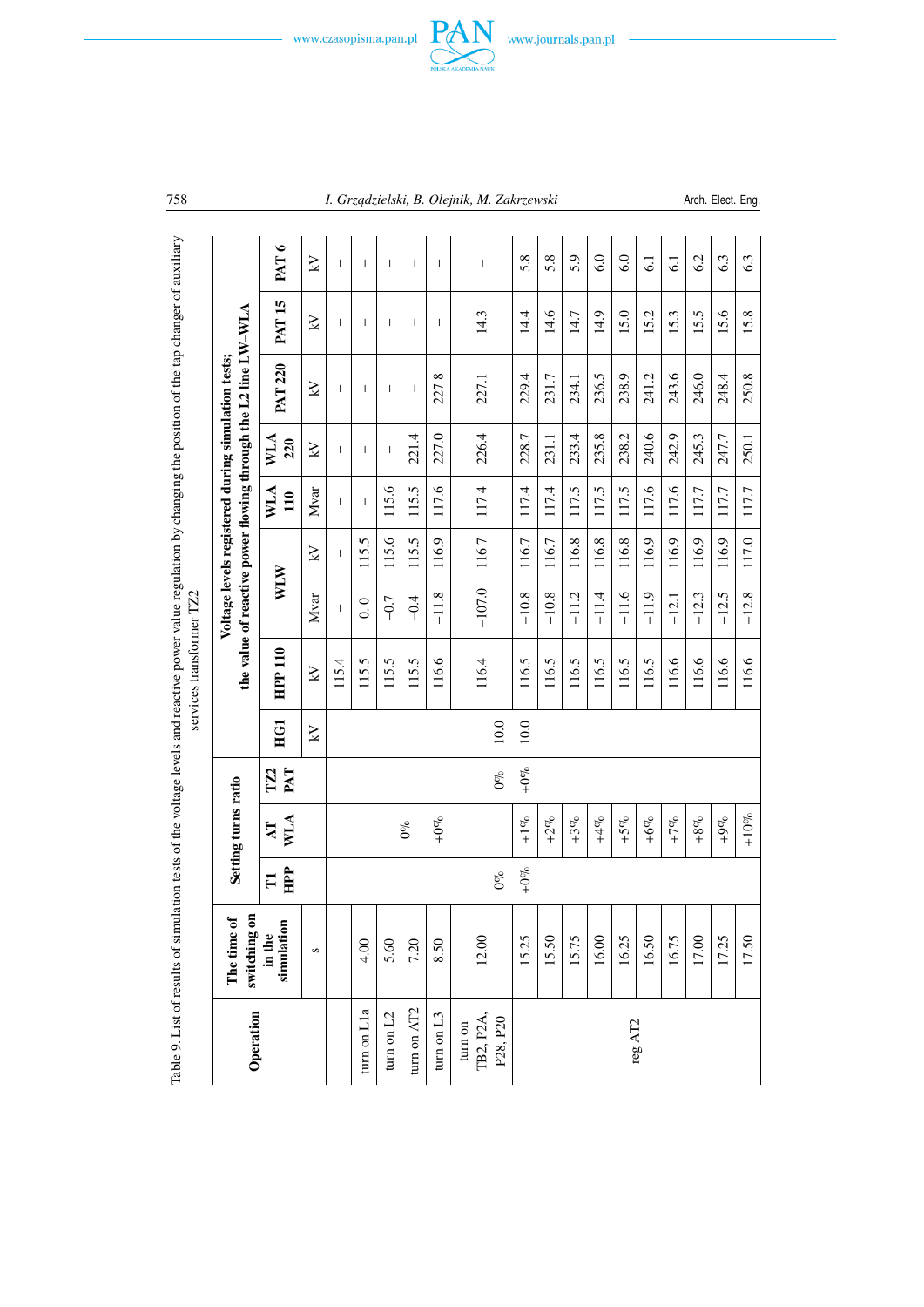Table 9. List of results of simulation tests of the voltage levels and reactive power value regulation by changing the position of the tap changer of auxiliary services transformer TZ2

| Operation | The time of switching on in the simulation | Setting turns ratio | | | Voltage levels registered during simulation tests; the value of reactive power flowing through the L2 line LW–WLA | | | | | | | | |
|---|---|---|---|---|---|---|---|---|---|---|---|---|---|
| | | T1 HPP | AT WLA | TZ2 PAT | HG1 | HPP 110 | WLW | | WLA 110 | WLA 220 | PAT 220 | PAT 15 | PAT 6 |
| | s | | | | kV | kV | Mvar | kV | Mvar | kV | kV | kV | kV |
| | | | | | | 115.4 | – | – | – | – | – | – | – |
| turn on L1a | 4.00 | | | | | 115.5 | 0.0 | 115.5 | – | – | – | – | – |
| turn on L2 | 5.60 | | | | | 115.5 | –0.7 | 115.6 | 115.6 | – | – | – | – |
| turn on AT2 | 7.20 | | 0% | | | 115.5 | –0.4 | 115.5 | 115.5 | 221.4 | – | – | – |
| turn on L3 | 8.50 | | +0% | | | 116.6 | –11.8 | 116.9 | 117.6 | 227.0 | 227 8 | – | – |
| turn on TB2, P2A, P28, P20 | 12.00 | 0% | | 0% | 10.0 | 116.4 | –107.0 | 116 7 | 117 4 | 226.4 | 227.1 | 14.3 | – |
| reg AT2 | 15.25 | +0% | +1% | +0% | 10.0 | 116.5 | –10.8 | 116.7 | 117.4 | 228.7 | 229.4 | 14.4 | 5.8 |
| | 15.50 | | +2% | | | 116.5 | –10.8 | 116.7 | 117.4 | 231.1 | 231.7 | 14.6 | 5.8 |
| | 15.75 | | +3% | | | 116.5 | –11.2 | 116.8 | 117.5 | 233.4 | 234.1 | 14.7 | 5.9 |
| | 16.00 | | +4% | | | 116.5 | –11.4 | 116.8 | 117.5 | 235.8 | 236.5 | 14.9 | 6.0 |
| | 16.25 | | +5% | | | 116.5 | –11.6 | 116.8 | 117.5 | 238.2 | 238.9 | 15.0 | 6.0 |
| | 16.50 | | +6% | | | 116.5 | –11.9 | 116.9 | 117.6 | 240.6 | 241.2 | 15.2 | 6.1 |
| | 16.75 | | +7% | | | 116.6 | –12.1 | 116.9 | 117.6 | 242.9 | 243.6 | 15.3 | 6.1 |
| | 17.00 | | +8% | | | 116.6 | –12.3 | 116.9 | 117.7 | 245.3 | 246.0 | 15.5 | 6.2 |
| | 17.25 | | +9% | | | 116.6 | –12.5 | 116.9 | 117.7 | 247.7 | 248.4 | 15.6 | 6.3 |
| | 17.50 | | +10% | | | 116.6 | –12.8 | 117.0 | 117.7 | 250.1 | 250.8 | 15.8 | 6.3 |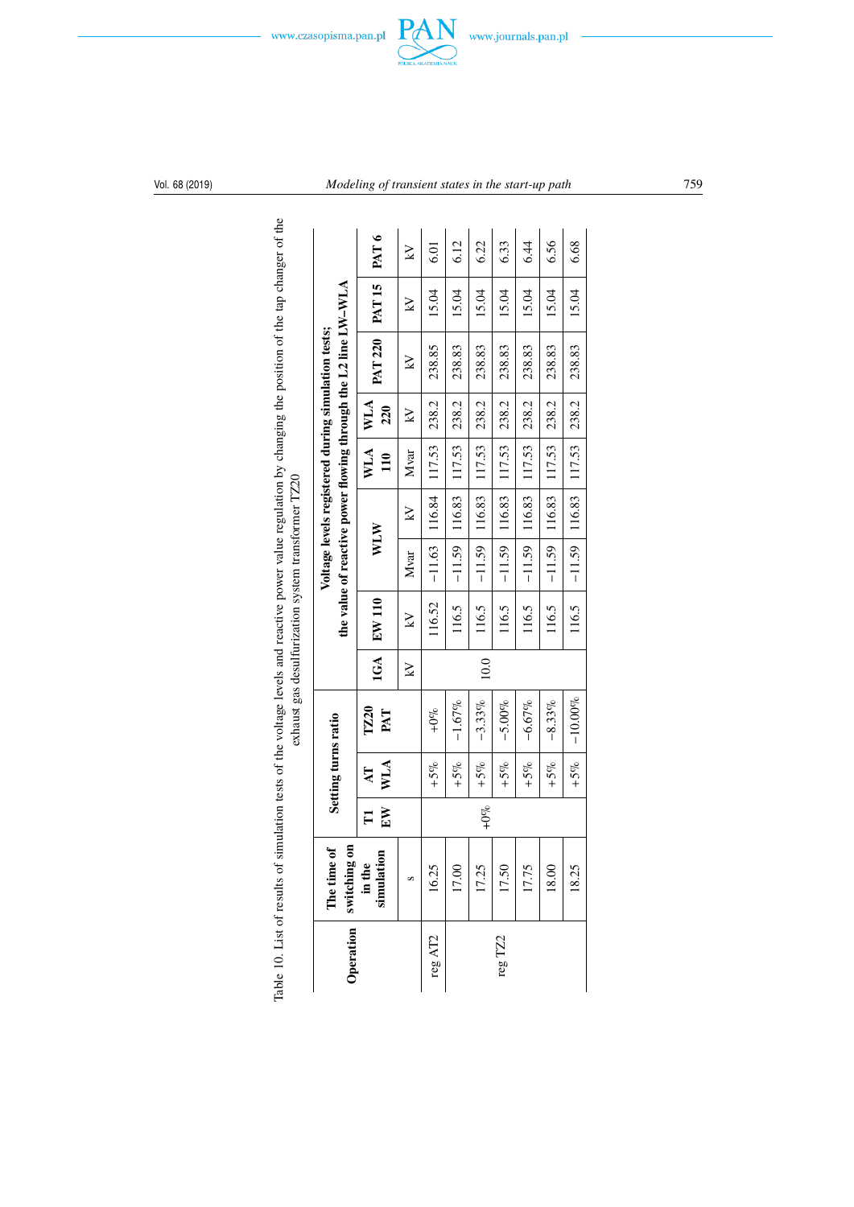Table 10. List of results of simulation tests of the voltage levels and reactive power value regulation by changing the position of the tap changer of the exhaust gas desulfurization system transformer TZ20

| Operation | The time of switching on in the simulation | Setting turns ratio | | | Voltage levels registered during simulation tests; the value of reactive power flowing through the L2 line LW–WLA | | | | | | | | | |
|---|---|---|---|---|---|---|---|---|---|---|---|---|---|---|
| | | T1 EW | AT WLA | TZ20 PAT | 1GA | EW 110 | WLW | | WLA 110 | WLA 220 | PAT 220 | PAT 15 | PAT 6 |
| | s | | | | kV | kV | Mvar | kV | Mvar | kV | kV | kV | kV |
| reg AT2 | 16.25 | +0% | +5% | +0% | 10.0 | 116.52 | −11.63 | 116.84 | 117.53 | 238.2 | 238.85 | 15.04 | 6.01 |
| reg TZ2 | 17.00 | | +5% | −1.67% | | 116.5 | −11.59 | 116.83 | 117.53 | 238.2 | 238.83 | 15.04 | 6.12 |
| | 17.25 | | +5% | −3.33% | | 116.5 | −11.59 | 116.83 | 117.53 | 238.2 | 238.83 | 15.04 | 6.22 |
| | 17.50 | | +5% | −5.00% | | 116.5 | −11.59 | 116.83 | 117.53 | 238.2 | 238.83 | 15.04 | 6.33 |
| | 17.75 | | +5% | −6.67% | | 116.5 | −11.59 | 116.83 | 117.53 | 238.2 | 238.83 | 15.04 | 6.44 |
| | 18.00 | | +5% | −8.33% | | 116.5 | −11.59 | 116.83 | 117.53 | 238.2 | 238.83 | 15.04 | 6.56 |
| | 18.25 | | +5% | −10.00% | | 116.5 | −11.59 | 116.83 | 117.53 | 238.2 | 238.83 | 15.04 | 6.68 |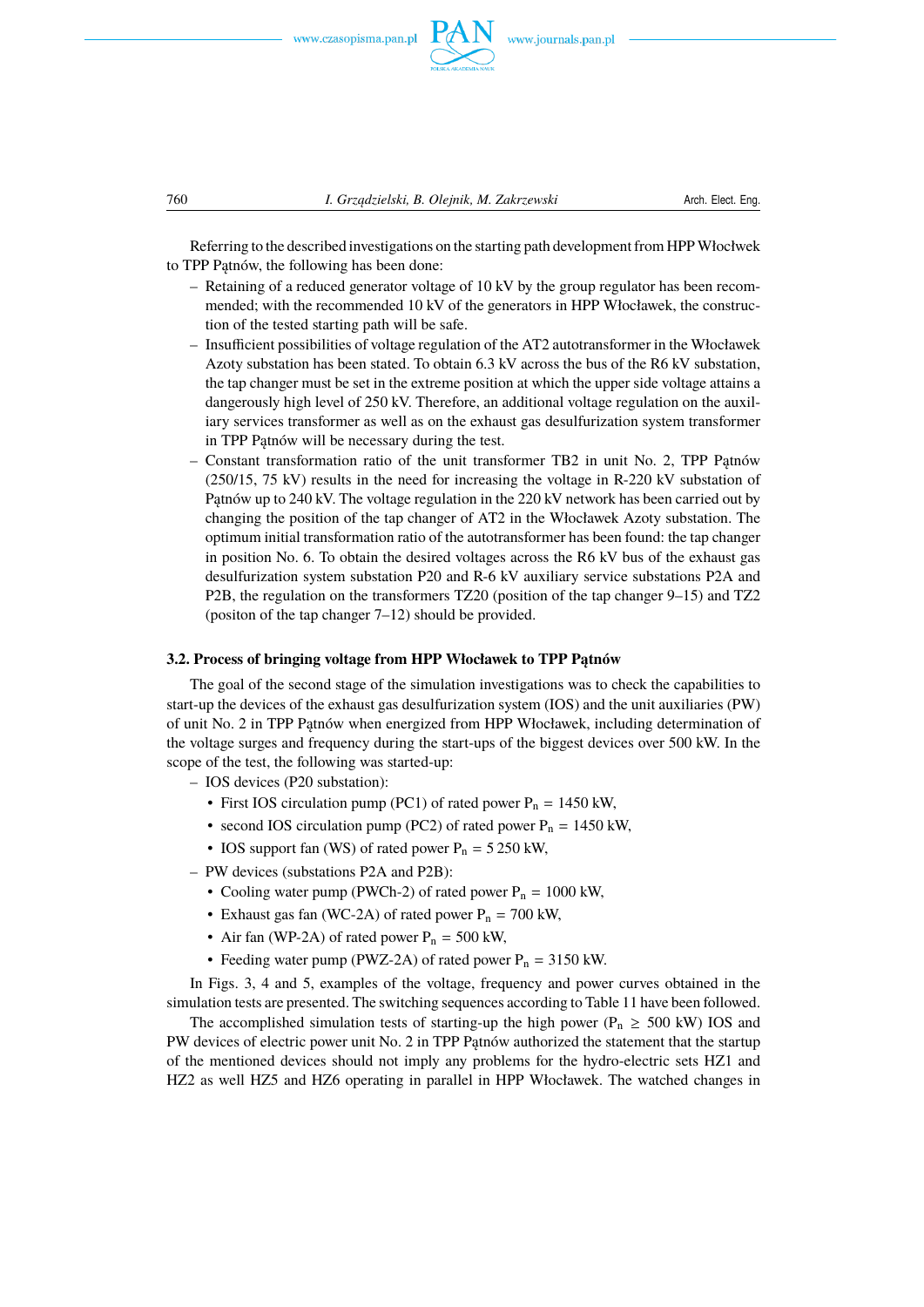Referring to the described investigations on the starting path development from HPP Włocłwek to TPP Pątnów, the following has been done:

- Retaining of a reduced generator voltage of 10 kV by the group regulator has been recommended; with the recommended 10 kV of the generators in HPP Włocławek, the construction of the tested starting path will be safe.
- Insufficient possibilities of voltage regulation of the AT2 autotransformer in the Włocławek Azoty substation has been stated. To obtain 6.3 kV across the bus of the R6 kV substation, the tap changer must be set in the extreme position at which the upper side voltage attains a dangerously high level of 250 kV. Therefore, an additional voltage regulation on the auxiliary services transformer as well as on the exhaust gas desulfurization system transformer in TPP Pątnów will be necessary during the test.
- Constant transformation ratio of the unit transformer TB2 in unit No. 2, TPP Pątnów (250/15, 75 kV) results in the need for increasing the voltage in R-220 kV substation of Pątnów up to 240 kV. The voltage regulation in the 220 kV network has been carried out by changing the position of the tap changer of AT2 in the Włocławek Azoty substation. The optimum initial transformation ratio of the autotransformer has been found: the tap changer in position No. 6. To obtain the desired voltages across the R6 kV bus of the exhaust gas desulfurization system substation P20 and R-6 kV auxiliary service substations P2A and P2B, the regulation on the transformers TZ20 (position of the tap changer 9–15) and TZ2 (positon of the tap changer 7–12) should be provided.

### 3.2. Process of bringing voltage from HPP Włocławek to TPP Pątnów

The goal of the second stage of the simulation investigations was to check the capabilities to start-up the devices of the exhaust gas desulfurization system (IOS) and the unit auxiliaries (PW) of unit No. 2 in TPP Pątnów when energized from HPP Włocławek, including determination of the voltage surges and frequency during the start-ups of the biggest devices over 500 kW. In the scope of the test, the following was started-up:

- IOS devices (P20 substation):
  - First IOS circulation pump (PC1) of rated power $P_n$ = 1450 kW,
  - second IOS circulation pump (PC2) of rated power $P_n$ = 1450 kW,
  - IOS support fan (WS) of rated power $P_n$ = 5 250 kW,
- PW devices (substations P2A and P2B):
  - Cooling water pump (PWCh-2) of rated power $P_n$ = 1000 kW,
  - Exhaust gas fan (WC-2A) of rated power $P_n$ = 700 kW,
  - Air fan (WP-2A) of rated power $P_n$ = 500 kW,
  - Feeding water pump (PWZ-2A) of rated power $P_n$ = 3150 kW.

In Figs. 3, 4 and 5, examples of the voltage, frequency and power curves obtained in the simulation tests are presented. The switching sequences according to Table 11 have been followed.

The accomplished simulation tests of starting-up the high power ($P_n \geq$ 500 kW) IOS and PW devices of electric power unit No. 2 in TPP Pątnów authorized the statement that the startup of the mentioned devices should not imply any problems for the hydro-electric sets HZ1 and HZ2 as well HZ5 and HZ6 operating in parallel in HPP Włocławek. The watched changes in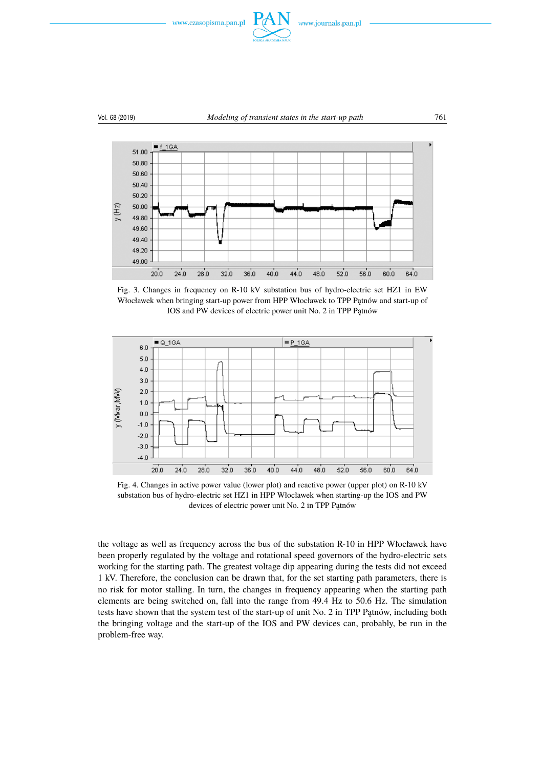Fig. 3. Changes in frequency on R-10 kV substation bus of hydro-electric set HZ1 in EW Włocławek when bringing start-up power from HPP Włocławek to TPP Pątnów and start-up of IOS and PW devices of electric power unit No. 2 in TPP Pątnów

Fig. 4. Changes in active power value (lower plot) and reactive power (upper plot) on R-10 kV substation bus of hydro-electric set HZ1 in HPP Włocławek when starting-up the IOS and PW devices of electric power unit No. 2 in TPP Pątnów

the voltage as well as frequency across the bus of the substation R-10 in HPP Włocławek have been properly regulated by the voltage and rotational speed governors of the hydro-electric sets working for the starting path. The greatest voltage dip appearing during the tests did not exceed 1 kV. Therefore, the conclusion can be drawn that, for the set starting path parameters, there is no risk for motor stalling. In turn, the changes in frequency appearing when the starting path elements are being switched on, fall into the range from 49.4 Hz to 50.6 Hz. The simulation tests have shown that the system test of the start-up of unit No. 2 in TPP Pątnów, including both the bringing voltage and the start-up of the IOS and PW devices can, probably, be run in the problem-free way.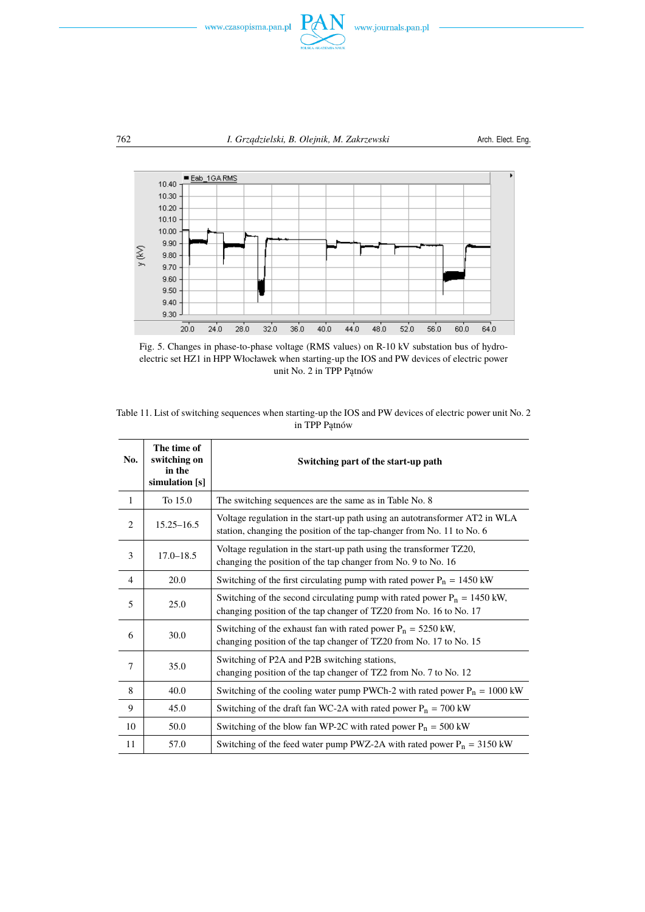Fig. 5. Changes in phase-to-phase voltage (RMS values) on R-10 kV substation bus of hydro-electric set HZ1 in HPP Włocławek when starting-up the IOS and PW devices of electric power unit No. 2 in TPP Pątnów

Table 11. List of switching sequences when starting-up the IOS and PW devices of electric power unit No. 2 in TPP Pątnów

| No. | The time of switching on in the simulation [s] | Switching part of the start-up path |
|---|---|---|
| 1 | To 15.0 | The switching sequences are the same as in Table No. 8 |
| 2 | 15.25–16.5 | Voltage regulation in the start-up path using an autotransformer AT2 in WLA station, changing the position of the tap-changer from No. 11 to No. 6 |
| 3 | 17.0–18.5 | Voltage regulation in the start-up path using the transformer TZ20, changing the position of the tap changer from No. 9 to No. 16 |
| 4 | 20.0 | Switching of the first circulating pump with rated power $P_n$ = 1450 kW |
| 5 | 25.0 | Switching of the second circulating pump with rated power $P_n$ = 1450 kW, changing position of the tap changer of TZ20 from No. 16 to No. 17 |
| 6 | 30.0 | Switching of the exhaust fan with rated power $P_n$ = 5250 kW, changing position of the tap changer of TZ20 from No. 17 to No. 15 |
| 7 | 35.0 | Switching of P2A and P2B switching stations, changing position of the tap changer of TZ2 from No. 7 to No. 12 |
| 8 | 40.0 | Switching of the cooling water pump PWCh-2 with rated power $P_n$ = 1000 kW |
| 9 | 45.0 | Switching of the draft fan WC-2A with rated power $P_n$ = 700 kW |
| 10 | 50.0 | Switching of the blow fan WP-2C with rated power $P_n$ = 500 kW |
| 11 | 57.0 | Switching of the feed water pump PWZ-2A with rated power $P_n$ = 3150 kW |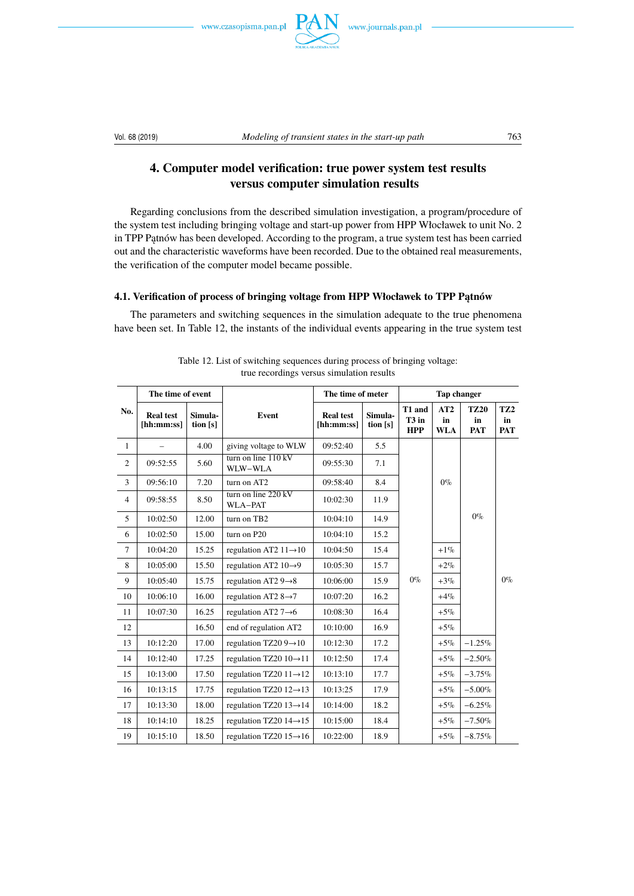## 4. Computer model verification: true power system test results versus computer simulation results

Regarding conclusions from the described simulation investigation, a program/procedure of the system test including bringing voltage and start-up power from HPP Włocławek to unit No. 2 in TPP Pątnów has been developed. According to the program, a true system test has been carried out and the characteristic waveforms have been recorded. Due to the obtained real measurements, the verification of the computer model became possible.

### 4.1. Verification of process of bringing voltage from HPP Włocławek to TPP Pątnów

The parameters and switching sequences in the simulation adequate to the true phenomena have been set. In Table 12, the instants of the individual events appearing in the true system test

Table 12. List of switching sequences during process of bringing voltage: true recordings versus simulation results

| No. | The time of event | | Event | The time of meter | | Tap changer | | | |
|---|---|---|---|---|---|---|---|---|---|
| | Real test [hh:mm:ss] | Simulation [s] | | Real test [hh:mm:ss] | Simulation [s] | T1 and T3 in HPP | AT2 in WLA | TZ20 in PAT | TZ2 in PAT |
| 1 | – | 4.00 | giving voltage to WLW | 09:52:40 | 5.5 | 0% | 0% | 0% | 0% |
| 2 | 09:52:55 | 5.60 | turn on line 110 kV WLW–WLA | 09:55:30 | 7.1 | 0% | 0% | 0% | 0% |
| 3 | 09:56:10 | 7.20 | turn on AT2 | 09:58:40 | 8.4 | 0% | 0% | 0% | 0% |
| 4 | 09:58:55 | 8.50 | turn on line 220 kV WLA–PAT | 10:02:30 | 11.9 | 0% | 0% | 0% | 0% |
| 5 | 10:02:50 | 12.00 | turn on TB2 | 10:04:10 | 14.9 | 0% | 0% | 0% | 0% |
| 6 | 10:02:50 | 15.00 | turn on P20 | 10:04:10 | 15.2 | 0% | 0% | 0% | 0% |
| 7 | 10:04:20 | 15.25 | regulation AT2 11→10 | 10:04:50 | 15.4 | 0% | +1% | 0% | 0% |
| 8 | 10:05:00 | 15.50 | regulation AT2 10→9 | 10:05:30 | 15.7 | 0% | +2% | 0% | 0% |
| 9 | 10:05:40 | 15.75 | regulation AT2 9→8 | 10:06:00 | 15.9 | 0% | +3% | 0% | 0% |
| 10 | 10:06:10 | 16.00 | regulation AT2 8→7 | 10:07:20 | 16.2 | 0% | +4% | 0% | 0% |
| 11 | 10:07:30 | 16.25 | regulation AT2 7→6 | 10:08:30 | 16.4 | 0% | +5% | 0% | 0% |
| 12 | | 16.50 | end of regulation AT2 | 10:10:00 | 16.9 | 0% | +5% | 0% | 0% |
| 13 | 10:12:20 | 17.00 | regulation TZ20 9→10 | 10:12:30 | 17.2 | 0% | +5% | −1.25% | 0% |
| 14 | 10:12:40 | 17.25 | regulation TZ20 10→11 | 10:12:50 | 17.4 | 0% | +5% | −2.50% | 0% |
| 15 | 10:13:00 | 17.50 | regulation TZ20 11→12 | 10:13:10 | 17.7 | 0% | +5% | −3.75% | 0% |
| 16 | 10:13:15 | 17.75 | regulation TZ20 12→13 | 10:13:25 | 17.9 | 0% | +5% | −5.00% | 0% |
| 17 | 10:13:30 | 18.00 | regulation TZ20 13→14 | 10:14:00 | 18.2 | 0% | +5% | −6.25% | 0% |
| 18 | 10:14:10 | 18.25 | regulation TZ20 14→15 | 10:15:00 | 18.4 | 0% | +5% | −7.50% | 0% |
| 19 | 10:15:10 | 18.50 | regulation TZ20 15→16 | 10:22:00 | 18.9 | 0% | +5% | −8.75% | 0% |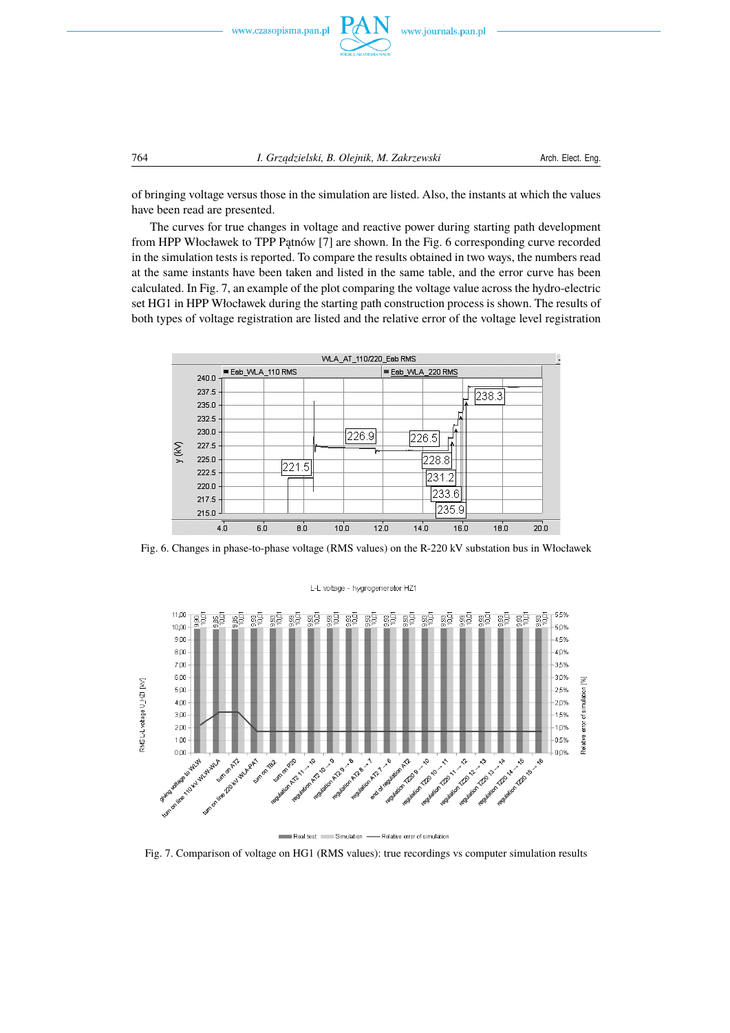of bringing voltage versus those in the simulation are listed. Also, the instants at which the values have been read are presented.

The curves for true changes in voltage and reactive power during starting path development from HPP Włocławek to TPP Pątnów [7] are shown. In the Fig. 6 corresponding curve recorded in the simulation tests is reported. To compare the results obtained in two ways, the numbers read at the same instants have been taken and listed in the same table, and the error curve has been calculated. In Fig. 7, an example of the plot comparing the voltage value across the hydro-electric set HG1 in HPP Włocławek during the starting path construction process is shown. The results of both types of voltage registration are listed and the relative error of the voltage level registration

Fig. 6. Changes in phase-to-phase voltage (RMS values) on the R-220 kV substation bus in Włocławek

Fig. 7. Comparison of voltage on HG1 (RMS values): true recordings vs computer simulation results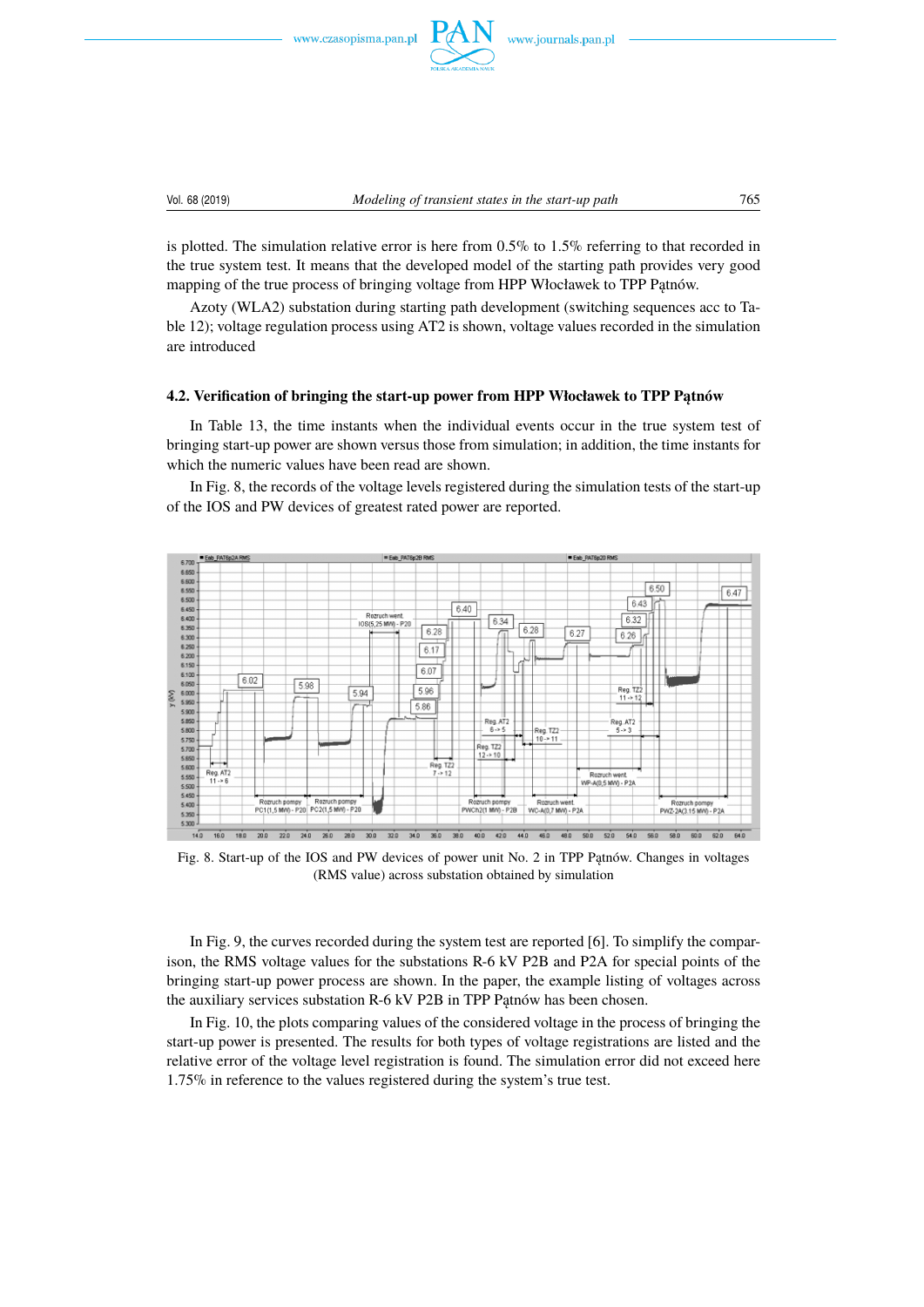is plotted. The simulation relative error is here from 0.5% to 1.5% referring to that recorded in the true system test. It means that the developed model of the starting path provides very good mapping of the true process of bringing voltage from HPP Włocławek to TPP Pątnów.

Azoty (WLA2) substation during starting path development (switching sequences acc to Table 12); voltage regulation process using AT2 is shown, voltage values recorded in the simulation are introduced

### 4.2. Verification of bringing the start-up power from HPP Włocławek to TPP Pątnów

In Table 13, the time instants when the individual events occur in the true system test of bringing start-up power are shown versus those from simulation; in addition, the time instants for which the numeric values have been read are shown.

In Fig. 8, the records of the voltage levels registered during the simulation tests of the start-up of the IOS and PW devices of greatest rated power are reported.

Fig. 8. Start-up of the IOS and PW devices of power unit No. 2 in TPP Pątnów. Changes in voltages (RMS value) across substation obtained by simulation

In Fig. 9, the curves recorded during the system test are reported [6]. To simplify the comparison, the RMS voltage values for the substations R-6 kV P2B and P2A for special points of the bringing start-up power process are shown. In the paper, the example listing of voltages across the auxiliary services substation R-6 kV P2B in TPP Pątnów has been chosen.

In Fig. 10, the plots comparing values of the considered voltage in the process of bringing the start-up power is presented. The results for both types of voltage registrations are listed and the relative error of the voltage level registration is found. The simulation error did not exceed here 1.75% in reference to the values registered during the system's true test.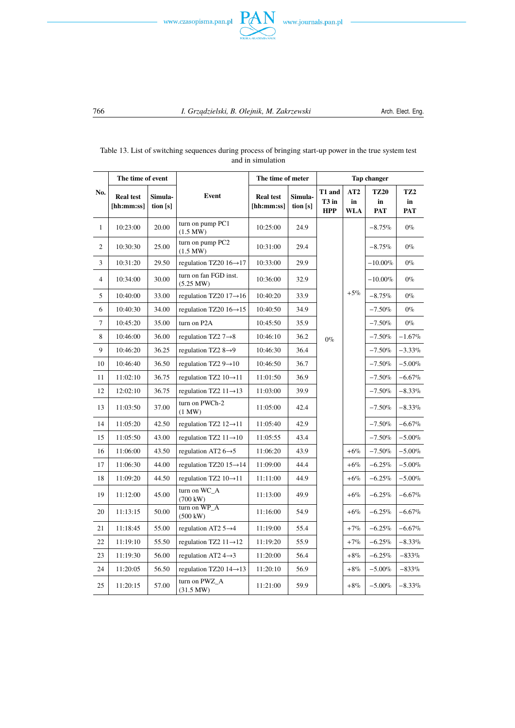Table 13. List of switching sequences during process of bringing start-up power in the true system test and in simulation

| No. | The time of event | | Event | The time of meter | | Tap changer | | | |
|---|---|---|---|---|---|---|---|---|---|
| | Real test [hh:mm:ss] | Simula-tion [s] | | Real test [hh:mm:ss] | Simula-tion [s] | T1 and T3 in HPP | AT2 in WLA | TZ20 in PAT | TZ2 in PAT |
| 1 | 10:23:00 | 20.00 | turn on pump PC1 (1.5 MW) | 10:25:00 | 24.9 | 0% | +5% | −8.75% | 0% |
| 2 | 10:30:30 | 25.00 | turn on pump PC2 (1.5 MW) | 10:31:00 | 29.4 | | | −8.75% | 0% |
| 3 | 10:31:20 | 29.50 | regulation TZ20 16→17 | 10:33:00 | 29.9 | | | −10.00% | 0% |
| 4 | 10:34:00 | 30.00 | turn on fan FGD inst. (5.25 MW) | 10:36:00 | 32.9 | | | −10.00% | 0% |
| 5 | 10:40:00 | 33.00 | regulation TZ20 17→16 | 10:40:20 | 33.9 | | | −8.75% | 0% |
| 6 | 10:40:30 | 34.00 | regulation TZ20 16→15 | 10:40:50 | 34.9 | | | −7.50% | 0% |
| 7 | 10:45:20 | 35.00 | turn on P2A | 10:45:50 | 35.9 | | | −7.50% | 0% |
| 8 | 10:46:00 | 36.00 | regulation TZ2 7→8 | 10:46:10 | 36.2 | | | −7.50% | −1.67% |
| 9 | 10:46:20 | 36.25 | regulation TZ2 8→9 | 10:46:30 | 36.4 | | | −7.50% | −3.33% |
| 10 | 10:46:40 | 36.50 | regulation TZ2 9→10 | 10:46:50 | 36.7 | | | −7.50% | −5.00% |
| 11 | 11:02:10 | 36.75 | regulation TZ2 10→11 | 11:01:50 | 36.9 | | | −7.50% | −6.67% |
| 12 | 12:02:10 | 36.75 | regulation TZ2 11→13 | 11:03:00 | 39.9 | | | −7.50% | −8.33% |
| 13 | 11:03:50 | 37.00 | turn on PWCh-2 (1 MW) | 11:05:00 | 42.4 | | | −7.50% | −8.33% |
| 14 | 11:05:20 | 42.50 | regulation TZ2 12→11 | 11:05:40 | 42.9 | | | −7.50% | −6.67% |
| 15 | 11:05:50 | 43.00 | regulation TZ2 11→10 | 11:05:55 | 43.4 | | | −7.50% | −5.00% |
| 16 | 11:06:00 | 43.50 | regulation AT2 6→5 | 11:06:20 | 43.9 | | +6% | −7.50% | −5.00% |
| 17 | 11:06:30 | 44.00 | regulation TZ20 15→14 | 11:09:00 | 44.4 | | +6% | −6.25% | −5.00% |
| 18 | 11:09:20 | 44.50 | regulation TZ2 10→11 | 11:11:00 | 44.9 | | +6% | −6.25% | −5.00% |
| 19 | 11:12:00 | 45.00 | turn on WC_A (700 kW) | 11:13:00 | 49.9 | | +6% | −6.25% | −6.67% |
| 20 | 11:13:15 | 50.00 | turn on WP_A (500 kW) | 11:16:00 | 54.9 | | +6% | −6.25% | −6.67% |
| 21 | 11:18:45 | 55.00 | regulation AT2 5→4 | 11:19:00 | 55.4 | | +7% | −6.25% | −6.67% |
| 22 | 11:19:10 | 55.50 | regulation TZ2 11→12 | 11:19:20 | 55.9 | | +7% | −6.25% | −8.33% |
| 23 | 11:19:30 | 56.00 | regulation AT2 4→3 | 11:20:00 | 56.4 | | +8% | −6.25% | −833% |
| 24 | 11:20:05 | 56.50 | regulation TZ20 14→13 | 11:20:10 | 56.9 | | +8% | −5.00% | −833% |
| 25 | 11:20:15 | 57.00 | turn on PWZ_A (31.5 MW) | 11:21:00 | 59.9 | | +8% | −5.00% | −8.33% |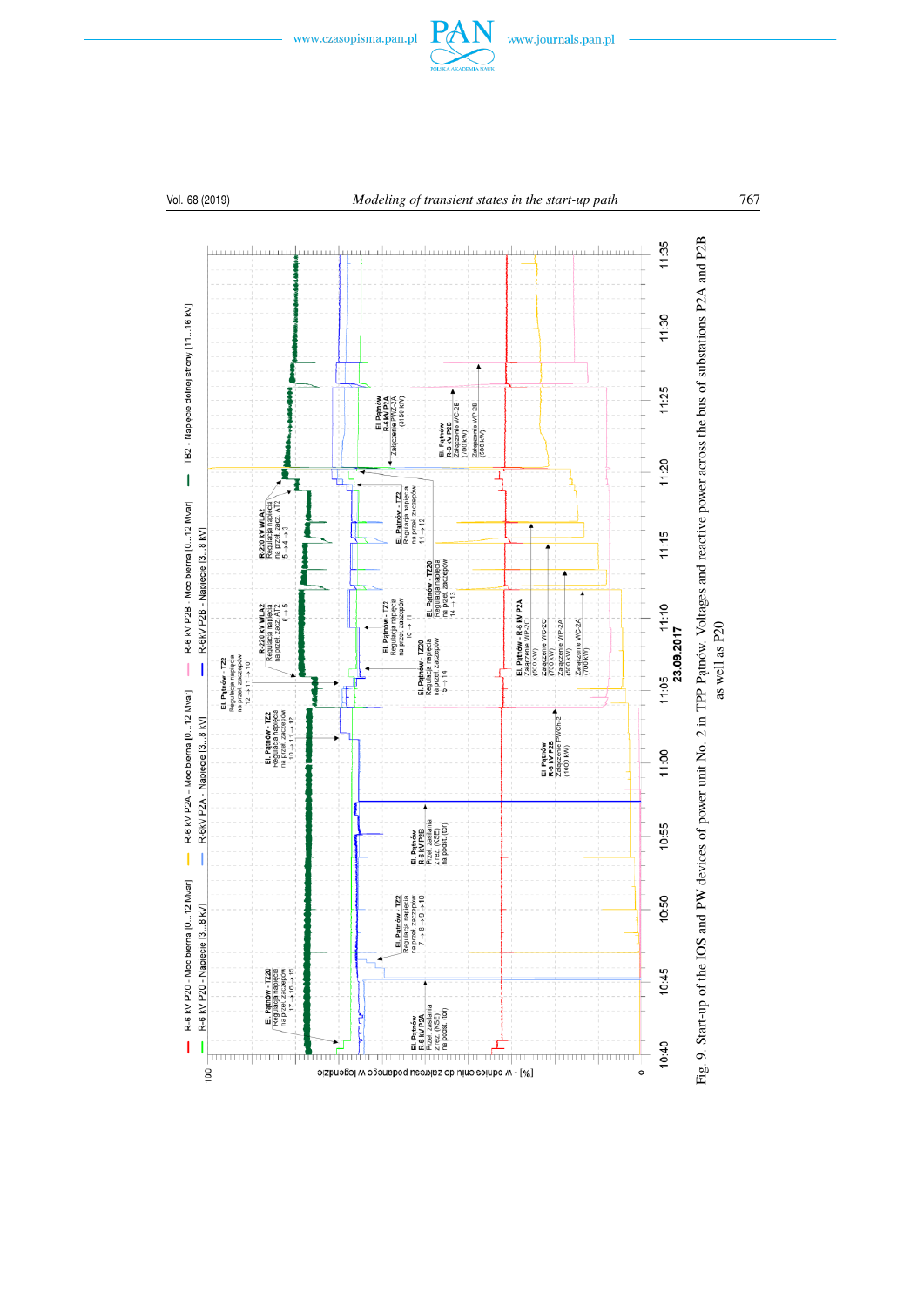Fig. 9. Start-up of the IOS and PW devices of power unit No. 2 in TPP Pątnów. Voltages and reactive power across the bus of substations P2A and P2B as well as P20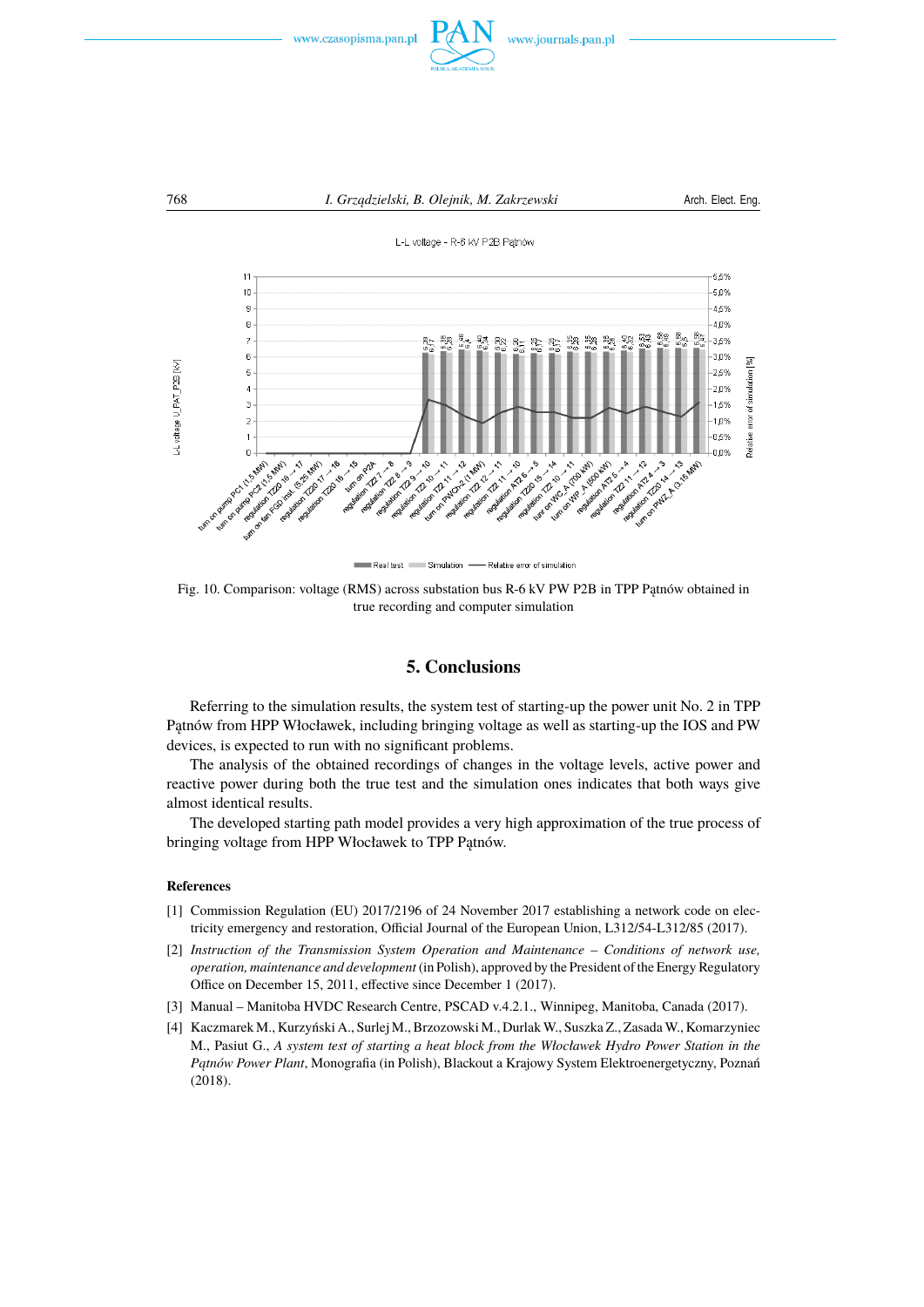Fig. 10. Comparison: voltage (RMS) across substation bus R-6 kV PW P2B in TPP Pątnów obtained in true recording and computer simulation

## 5. Conclusions

Referring to the simulation results, the system test of starting-up the power unit No. 2 in TPP Pątnów from HPP Włocławek, including bringing voltage as well as starting-up the IOS and PW devices, is expected to run with no significant problems.

The analysis of the obtained recordings of changes in the voltage levels, active power and reactive power during both the true test and the simulation ones indicates that both ways give almost identical results.

The developed starting path model provides a very high approximation of the true process of bringing voltage from HPP Włocławek to TPP Pątnów.

### References

[1] Commission Regulation (EU) 2017/2196 of 24 November 2017 establishing a network code on electricity emergency and restoration, Official Journal of the European Union, L312/54-L312/85 (2017).

[2] *Instruction of the Transmission System Operation and Maintenance – Conditions of network use, operation, maintenance and development* (in Polish), approved by the President of the Energy Regulatory Office on December 15, 2011, effective since December 1 (2017).

[3] Manual – Manitoba HVDC Research Centre, PSCAD v.4.2.1., Winnipeg, Manitoba, Canada (2017).

[4] Kaczmarek M., Kurzyński A., Surlej M., Brzozowski M., Durlak W., Suszka Z., Zasada W., Komarzyniec M., Pasiut G., *A system test of starting a heat block from the Włocławek Hydro Power Station in the Pątnów Power Plant*, Monografia (in Polish), Blackout a Krajowy System Elektroenergetyczny, Poznań (2018).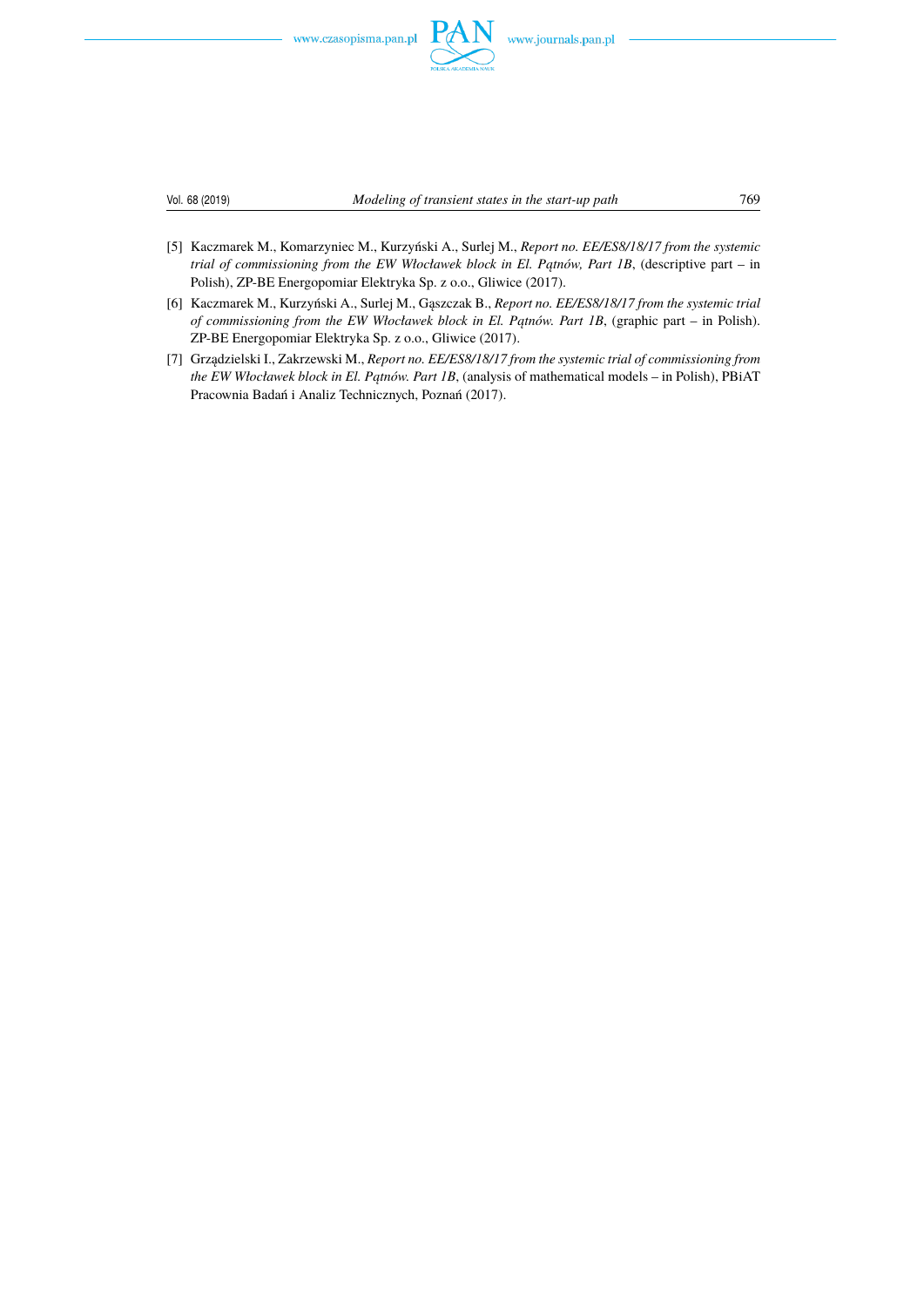[5] Kaczmarek M., Komarzyniec M., Kurzyński A., Surlej M., *Report no. EE/ES8/18/17 from the systemic trial of commissioning from the EW Włocławek block in El. Pątnów, Part 1B*, (descriptive part – in Polish), ZP-BE Energopomiar Elektryka Sp. z o.o., Gliwice (2017).

[6] Kaczmarek M., Kurzyński A., Surlej M., Gąszczak B., *Report no. EE/ES8/18/17 from the systemic trial of commissioning from the EW Włocławek block in El. Pątnów. Part 1B*, (graphic part – in Polish). ZP-BE Energopomiar Elektryka Sp. z o.o., Gliwice (2017).

[7] Grządzielski I., Zakrzewski M., *Report no. EE/ES8/18/17 from the systemic trial of commissioning from the EW Włocławek block in El. Pątnów. Part 1B*, (analysis of mathematical models – in Polish), PBiAT Pracownia Badań i Analiz Technicznych, Poznań (2017).